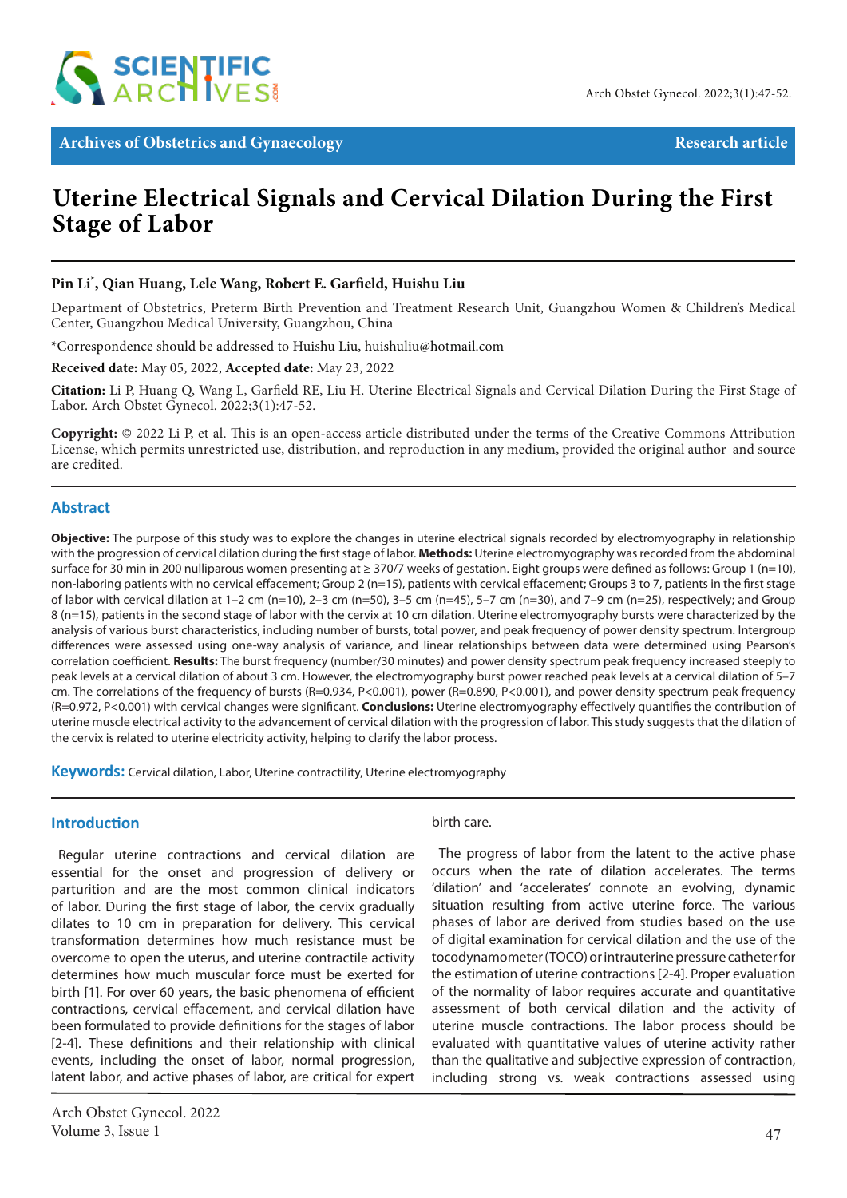Archives of Obstetrics and Gynaecology — Research article

# Uterine Electrical Signals and Cervical Dilation During the First Stage of Labor

**Pin Li\*, Qian Huang, Lele Wang, Robert E. Garfield, Huishu Liu**

Department of Obstetrics, Preterm Birth Prevention and Treatment Research Unit, Guangzhou Women & Children's Medical Center, Guangzhou Medical University, Guangzhou, China

\*Correspondence should be addressed to Huishu Liu, huishuliu@hotmail.com

**Received date:** May 05, 2022, **Accepted date:** May 23, 2022

**Citation:** Li P, Huang Q, Wang L, Garfield RE, Liu H. Uterine Electrical Signals and Cervical Dilation During the First Stage of Labor. Arch Obstet Gynecol. 2022;3(1):47-52.

**Copyright:** © 2022 Li P, et al. This is an open-access article distributed under the terms of the Creative Commons Attribution License, which permits unrestricted use, distribution, and reproduction in any medium, provided the original author and source are credited.

## Abstract

**Objective:** The purpose of this study was to explore the changes in uterine electrical signals recorded by electromyography in relationship with the progression of cervical dilation during the first stage of labor. **Methods:** Uterine electromyography was recorded from the abdominal surface for 30 min in 200 nulliparous women presenting at ≥ 37 0/7 weeks of gestation. Eight groups were defined as follows: Group 1 (n=10), non-laboring patients with no cervical effacement; Group 2 (n=15), patients with cervical effacement; Groups 3 to 7, patients in the first stage of labor with cervical dilation at 1–2 cm (n=10), 2–3 cm (n=50), 3–5 cm (n=45), 5–7 cm (n=30), and 7–9 cm (n=25), respectively; and Group 8 (n=15), patients in the second stage of labor with the cervix at 10 cm dilation. Uterine electromyography bursts were characterized by the analysis of various burst characteristics, including number of bursts, total power, and peak frequency of power density spectrum. Intergroup differences were assessed using one-way analysis of variance, and linear relationships between data were determined using Pearson's correlation coefficient. **Results:** The burst frequency (number/30 minutes) and power density spectrum peak frequency increased steeply to peak levels at a cervical dilation of about 3 cm. However, the electromyography burst power reached peak levels at a cervical dilation of 5–7 cm. The correlations of the frequency of bursts (R=0.934, P<0.001), power (R=0.890, P<0.001), and power density spectrum peak frequency (R=0.972, P<0.001) with cervical changes were significant. **Conclusions:** Uterine electromyography effectively quantifies the contribution of uterine muscle electrical activity to the advancement of cervical dilation with the progression of labor. This study suggests that the dilation of the cervix is related to uterine electricity activity, helping to clarify the labor process.

**Keywords:** Cervical dilation, Labor, Uterine contractility, Uterine electromyography

## Introduction

Regular uterine contractions and cervical dilation are essential for the onset and progression of delivery or parturition and are the most common clinical indicators of labor. During the first stage of labor, the cervix gradually dilates to 10 cm in preparation for delivery. This cervical transformation determines how much resistance must be overcome to open the uterus, and uterine contractile activity determines how much muscular force must be exerted for birth [1]. For over 60 years, the basic phenomena of efficient contractions, cervical effacement, and cervical dilation have been formulated to provide definitions for the stages of labor [2-4]. These definitions and their relationship with clinical events, including the onset of labor, normal progression, latent labor, and active phases of labor, are critical for expert birth care.

The progress of labor from the latent to the active phase occurs when the rate of dilation accelerates. The terms 'dilation' and 'accelerates' connote an evolving, dynamic situation resulting from active uterine force. The various phases of labor are derived from studies based on the use of digital examination for cervical dilation and the use of the tocodynamometer (TOCO) or intrauterine pressure catheter for the estimation of uterine contractions [2-4]. Proper evaluation of the normality of labor requires accurate and quantitative assessment of both cervical dilation and the activity of uterine muscle contractions. The labor process should be evaluated with quantitative values of uterine activity rather than the qualitative and subjective expression of contraction, including strong vs. weak contractions assessed using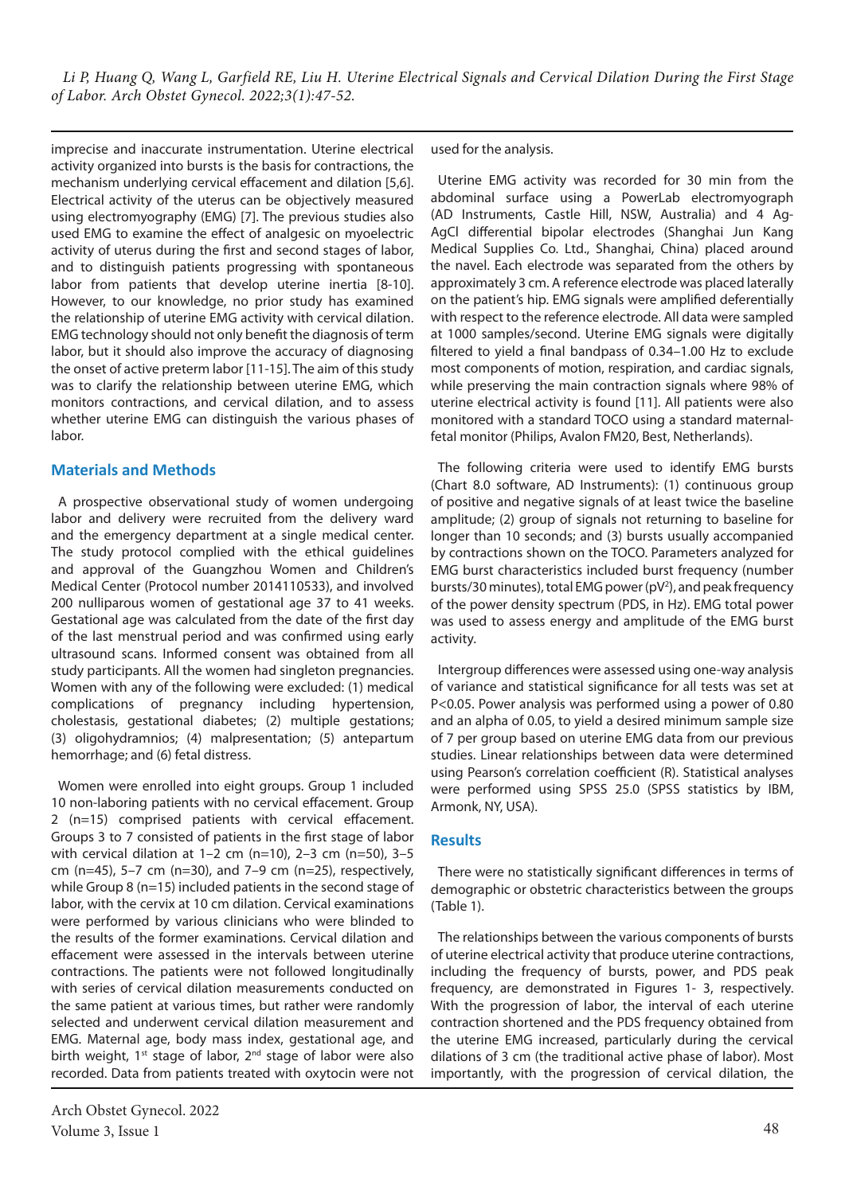imprecise and inaccurate instrumentation. Uterine electrical activity organized into bursts is the basis for contractions, the mechanism underlying cervical effacement and dilation [5,6]. Electrical activity of the uterus can be objectively measured using electromyography (EMG) [7]. The previous studies also used EMG to examine the effect of analgesic on myoelectric activity of uterus during the first and second stages of labor, and to distinguish patients progressing with spontaneous labor from patients that develop uterine inertia [8-10]. However, to our knowledge, no prior study has examined the relationship of uterine EMG activity with cervical dilation. EMG technology should not only benefit the diagnosis of term labor, but it should also improve the accuracy of diagnosing the onset of active preterm labor [11-15]. The aim of this study was to clarify the relationship between uterine EMG, which monitors contractions, and cervical dilation, and to assess whether uterine EMG can distinguish the various phases of labor.

## Materials and Methods

A prospective observational study of women undergoing labor and the delivery were recruited from the delivery ward and the emergency department at a single medical center. The study protocol complied with the ethical guidelines and approval of the Guangzhou Women and Children's Medical Center (Protocol number 2014110533), and involved 200 nulliparous women of gestational age 37 to 41 weeks. Gestational age was calculated from the date of the first day of the last menstrual period and was confirmed using early ultrasound scans. Informed consent was obtained from all study participants. All the women had singleton pregnancies. Women with any of the following were excluded: (1) medical complications of pregnancy including hypertension, cholestasis, gestational diabetes; (2) multiple gestations; (3) oligohydramnios; (4) malpresentation; (5) antepartum hemorrhage; and (6) fetal distress.

Women were enrolled into eight groups. Group 1 included 10 non-laboring patients with no cervical effacement. Group 2 (n=15) comprised patients with cervical effacement. Groups 3 to 7 consisted of patients in the first stage of labor with cervical dilation at 1–2 cm (n=10), 2–3 cm (n=50), 3–5 cm (n=45), 5–7 cm (n=30), and 7–9 cm (n=25), respectively, while Group 8 (n=15) included patients in the second stage of labor, with the cervix at 10 cm dilation. Cervical examinations were performed by various clinicians who were blinded to the results of the former examinations. Cervical dilation and effacement were assessed in the intervals between uterine contractions. The patients were not followed longitudinally with series of cervical dilation measurements conducted on the same patient at various times, but rather were randomly selected and underwent cervical dilation measurement and EMG. Maternal age, body mass index, gestational age, and birth weight, 1st stage of labor, 2nd stage of labor were also recorded. Data from patients treated with oxytocin were not used for the analysis.

Uterine EMG activity was recorded for 30 min from the abdominal surface using a PowerLab electromyograph (AD Instruments, Castle Hill, NSW, Australia) and 4 Ag-AgCl differential bipolar electrodes (Shanghai Jun Kang Medical Supplies Co. Ltd., Shanghai, China) placed around the navel. Each electrode was separated from the others by approximately 3 cm. A reference electrode was placed laterally on the patient's hip. EMG signals were amplified deferentially with respect to the reference electrode. All data were sampled at 1000 samples/second. Uterine EMG signals were digitally filtered to yield a final bandpass of 0.34–1.00 Hz to exclude most components of motion, respiration, and cardiac signals, while preserving the main contraction signals where 98% of uterine electrical activity is found [11]. All patients were also monitored with a standard TOCO using a standard maternal-fetal monitor (Philips, Avalon FM20, Best, Netherlands).

The following criteria were used to identify EMG bursts (Chart 8.0 software, AD Instruments): (1) continuous group of positive and negative signals of at least twice the baseline amplitude; (2) group of signals not returning to baseline for longer than 10 seconds; and (3) bursts usually accompanied by contractions shown on the TOCO. Parameters analyzed for EMG burst characteristics included burst frequency (number bursts/30 minutes), total EMG power ($pV^2$), and peak frequency of the power density spectrum (PDS, in Hz). EMG total power was used to assess energy and amplitude of the EMG burst activity.

Intergroup differences were assessed using one-way analysis of variance and statistical significance for all tests was set at $P<0.05$. Power analysis was performed using a power of 0.80 and an alpha of 0.05, to yield a desired minimum sample size of 7 per group based on uterine EMG data from our previous studies. Linear relationships between data were determined using Pearson's correlation coefficient (R). Statistical analyses were performed using SPSS 25.0 (SPSS statistics by IBM, Armonk, NY, USA).

## Results

There were no statistically significant differences in terms of demographic or obstetric characteristics between the groups (Table 1).

The relationships between the various components of bursts of uterine electrical activity that produce uterine contractions, including the frequency of bursts, power, and PDS peak frequency, are demonstrated in Figures 1- 3, respectively. With the progression of labor, the interval of each uterine contraction shortened and the PDS frequency obtained from the uterine EMG increased, particularly during the cervical dilations of 3 cm (the traditional active phase of labor). Most importantly, with the progression of cervical dilation, the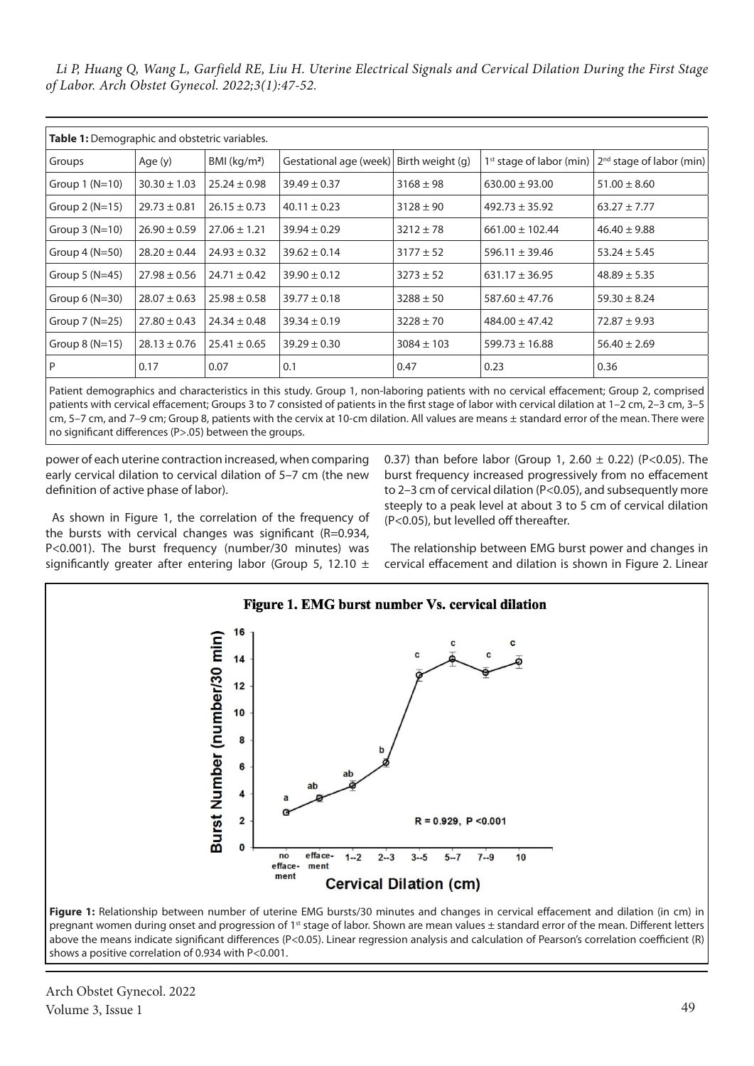**Table 1:** Demographic and obstetric variables.

| Groups | Age (y) | BMI (kg/m²) | Gestational age (week) | Birth weight (g) | 1st stage of labor (min) | 2nd stage of labor (min) |
|---|---|---|---|---|---|---|
| Group 1 (N=10) | 30.30 ± 1.03 | 25.24 ± 0.98 | 39.49 ± 0.37 | 3168 ± 98 | 630.00 ± 93.00 | 51.00 ± 8.60 |
| Group 2 (N=15) | 29.73 ± 0.81 | 26.15 ± 0.73 | 40.11 ± 0.23 | 3128 ± 90 | 492.73 ± 35.92 | 63.27 ± 7.77 |
| Group 3 (N=10) | 26.90 ± 0.59 | 27.06 ± 1.21 | 39.94 ± 0.29 | 3212 ± 78 | 661.00 ± 102.44 | 46.40 ± 9.88 |
| Group 4 (N=50) | 28.20 ± 0.44 | 24.93 ± 0.32 | 39.62 ± 0.14 | 3177 ± 52 | 596.11 ± 39.46 | 53.24 ± 5.45 |
| Group 5 (N=45) | 27.98 ± 0.56 | 24.71 ± 0.42 | 39.90 ± 0.12 | 3273 ± 52 | 631.17 ± 36.95 | 48.89 ± 5.35 |
| Group 6 (N=30) | 28.07 ± 0.63 | 25.98 ± 0.58 | 39.77 ± 0.18 | 3288 ± 50 | 587.60 ± 47.76 | 59.30 ± 8.24 |
| Group 7 (N=25) | 27.80 ± 0.43 | 24.34 ± 0.48 | 39.34 ± 0.19 | 3228 ± 70 | 484.00 ± 47.42 | 72.87 ± 9.93 |
| Group 8 (N=15) | 28.13 ± 0.76 | 25.41 ± 0.65 | 39.29 ± 0.30 | 3084 ± 103 | 599.73 ± 16.88 | 56.40 ± 2.69 |
| P | 0.17 | 0.07 | 0.1 | 0.47 | 0.23 | 0.36 |

Patient demographics and characteristics in this study. Group 1, non-laboring patients with no cervical effacement; Group 2, comprised patients with cervical effacement; Groups 3 to 7 consisted of patients in the first stage of labor with cervical dilation at 1–2 cm, 2–3 cm, 3–5 cm, 5–7 cm, and 7–9 cm; Group 8, patients with the cervix at 10-cm dilation. All values are means ± standard error of the mean. There were no significant differences (P>.05) between the groups.

power of each uterine contraction increased, when comparing early cervical dilation to cervical dilation of 5–7 cm (the new definition of active phase of labor).

As shown in Figure 1, the correlation of the frequency of the bursts with cervical changes was significant (R=0.934, P<0.001). The burst frequency (number/30 minutes) was significantly greater after entering labor (Group 5, 12.10 ± 0.37) than before labor (Group 1, 2.60 ± 0.22) (P<0.05). The burst frequency increased progressively from no effacement to 2–3 cm of cervical dilation (P<0.05), and subsequently more steeply to a peak level at about 3 to 5 cm of cervical dilation (P<0.05), but levelled off thereafter.

The relationship between EMG burst power and changes in cervical effacement and dilation is shown in Figure 2. Linear

**Figure 1:** Relationship between number of uterine EMG bursts/30 minutes and changes in cervical effacement and dilation (in cm) in pregnant women during onset and progression of 1st stage of labor. Shown are mean values ± standard error of the mean. Different letters above the means indicate significant differences (P<0.05). Linear regression analysis and calculation of Pearson's correlation coefficient (R) shows a positive correlation of 0.934 with P<0.001.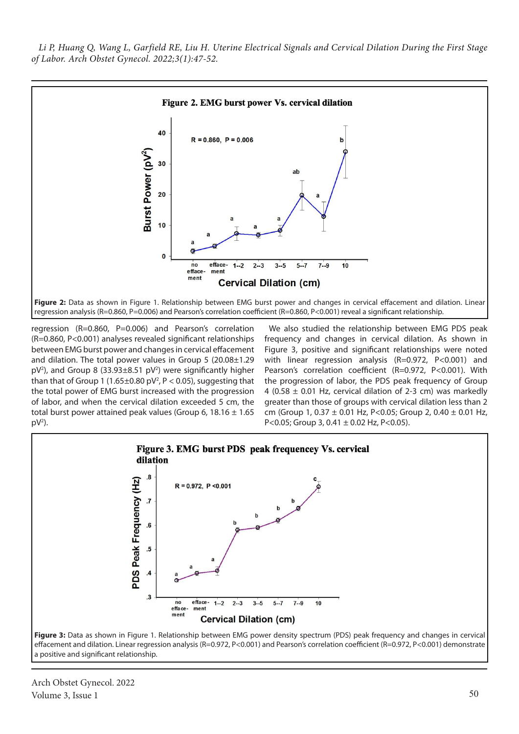Figure 2: Data as shown in Figure 1. Relationship between EMG burst power and changes in cervical effacement and dilation. Linear regression analysis (R=0.860, P=0.006) and Pearson's correlation coefficient (R=0.860, P<0.001) reveal a significant relationship.

regression (R=0.860, P=0.006) and Pearson's correlation (R=0.860, P<0.001) analyses revealed significant relationships between EMG burst power and changes in cervical effacement and dilation. The total power values in Group 5 (20.08±1.29 $pV^2$), and Group 8 (33.93±8.51 $pV^2$) were significantly higher than that of Group 1 (1.65±0.80 $pV^2$, P < 0.05), suggesting that the total power of EMG burst increased with the progression of labor, and when the cervical dilation exceeded 5 cm, the total burst power attained peak values (Group 6, 18.16 ± 1.65 $pV^2$).

We also studied the relationship between EMG PDS peak frequency and changes in cervical dilation. As shown in Figure 3, positive and significant relationships were noted with linear regression analysis (R=0.972, P<0.001) and Pearson's correlation coefficient (R=0.972, P<0.001). With the progression of labor, the PDS peak frequency of Group 4 (0.58 ± 0.01 Hz, cervical dilation of 2-3 cm) was markedly greater than those of groups with cervical dilation less than 2 cm (Group 1, 0.37 ± 0.01 Hz, P<0.05; Group 2, 0.40 ± 0.01 Hz, P<0.05; Group 3, 0.41 ± 0.02 Hz, P<0.05).

Figure 3: Data as shown in Figure 1. Relationship between EMG power density spectrum (PDS) peak frequency and changes in cervical effacement and dilation. Linear regression analysis (R=0.972, P<0.001) and Pearson's correlation coefficient (R=0.972, P<0.001) demonstrate a positive and significant relationship.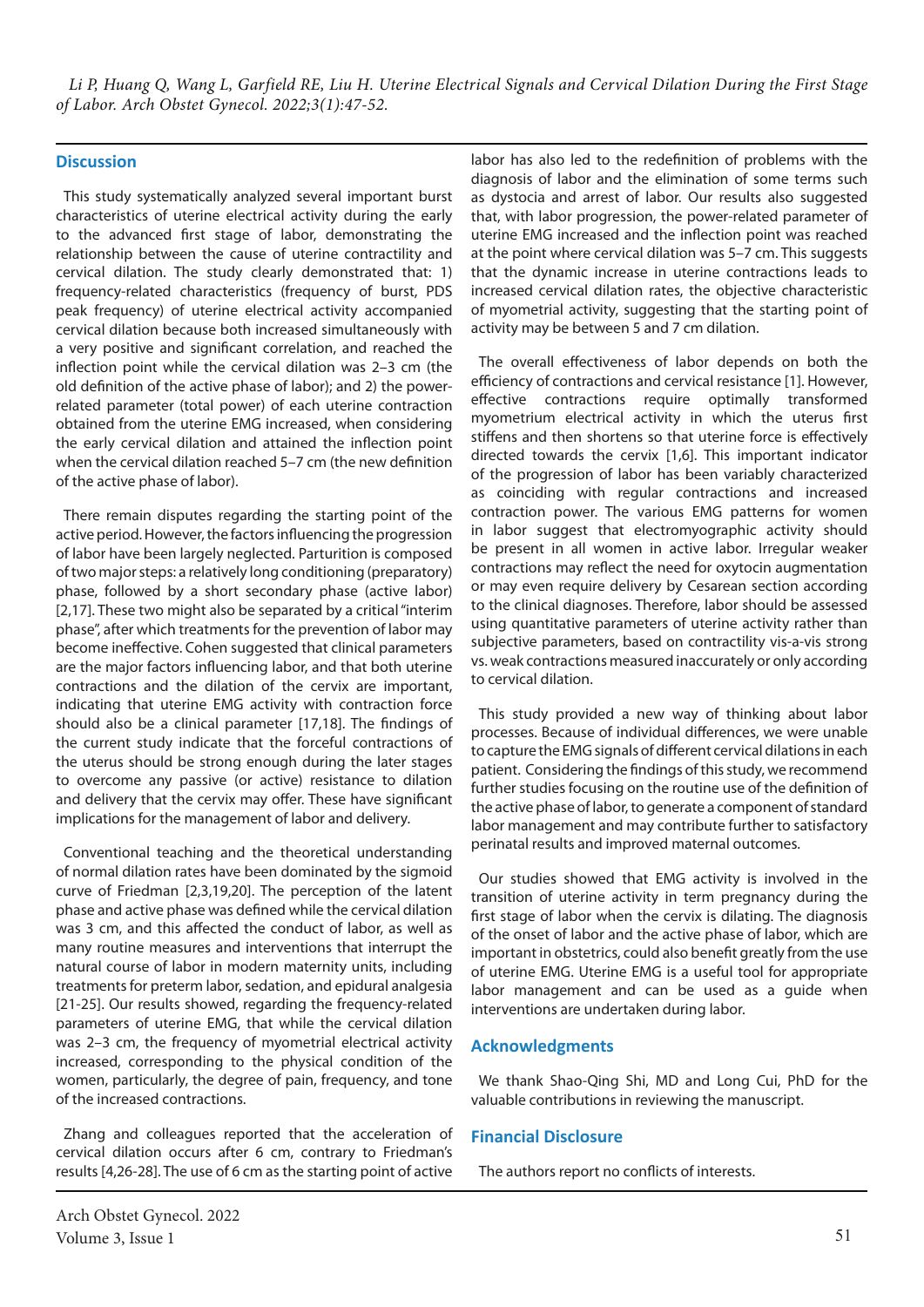## Discussion

This study systematically analyzed several important burst characteristics of uterine electrical activity during the early to the advanced first stage of labor, demonstrating the relationship between the cause of uterine contractility and cervical dilation. The study clearly demonstrated that: 1) frequency-related characteristics (frequency of burst, PDS peak frequency) of uterine electrical activity accompanied cervical dilation because both increased simultaneously with a very positive and significant correlation, and reached the inflection point while the cervical dilation was 2–3 cm (the old definition of the active phase of labor); and 2) the power-related parameter (total power) of each uterine contraction obtained from the uterine EMG increased, when considering the early cervical dilation and attained the inflection point when the cervical dilation reached 5–7 cm (the new definition of the active phase of labor).

There remain disputes regarding the starting point of the active period. However, the factors influencing the progression of labor have been largely neglected. Parturition is composed of two major steps: a relatively long conditioning (preparatory) phase, followed by a short secondary phase (active labor) [2,17]. These two might also be separated by a critical "interim phase", after which treatments for the prevention of labor may become ineffective. Cohen suggested that clinical parameters are the major factors influencing labor, and that both uterine contractions and the dilation of the cervix are important, indicating that uterine EMG activity with contraction force should also be a clinical parameter [17,18]. The findings of the current study indicate that the forceful contractions of the uterus should be strong enough during the later stages to overcome any passive (or active) resistance to dilation and delivery that the cervix may offer. These have significant implications for the management of labor and delivery.

Conventional teaching and the theoretical understanding of normal dilation rates have been dominated by the sigmoid curve of Friedman [2,3,19,20]. The perception of the latent phase and active phase was defined while the cervical dilation was 3 cm, and this affected the conduct of labor, as well as many routine measures and interventions that interrupt the natural course of labor in modern maternity units, including treatments for preterm labor, sedation, and epidural analgesia [21-25]. Our results showed, regarding the frequency-related parameters of uterine EMG, that while the cervical dilation was 2–3 cm, the frequency of myometrial electrical activity increased, corresponding to the physical condition of the women, particularly, the degree of pain, frequency, and tone of the increased contractions.

Zhang and colleagues reported that the acceleration of cervical dilation occurs after 6 cm, contrary to Friedman's results [4,26-28]. The use of 6 cm as the starting point of active labor has also led to the redefinition of problems with the diagnosis of labor and the elimination of some terms such as dystocia and arrest of labor. Our results also suggested that, with labor progression, the power-related parameter of uterine EMG increased and the inflection point was reached at the point where cervical dilation was 5–7 cm. This suggests that the dynamic increase in uterine contractions leads to increased cervical dilation rates, the objective characteristic of myometrial activity, suggesting that the starting point of activity may be between 5 and 7 cm dilation.

The overall effectiveness of labor depends on both the efficiency of contractions and cervical resistance [1]. However, effective contractions require optimally transformed myometrium electrical activity in which the uterus first stiffens and then shortens so that uterine force is effectively directed towards the cervix [1,6]. This important indicator of the progression of labor has been variably characterized as coinciding with regular contractions and increased contraction power. The various EMG patterns for women in labor suggest that electromyographic activity should be present in all women in active labor. Irregular weaker contractions may reflect the need for oxytocin augmentation or may even require delivery by Cesarean section according to the clinical diagnoses. Therefore, labor should be assessed using quantitative parameters of uterine activity rather than subjective parameters, based on contractility vis-a-vis strong vs. weak contractions measured inaccurately or only according to cervical dilation.

This study provided a new way of thinking about labor processes. Because of individual differences, we were unable to capture the EMG signals of different cervical dilations in each patient. Considering the findings of this study, we recommend further studies focusing on the routine use of the definition of the active phase of labor, to generate a component of standard labor management and may contribute further to satisfactory perinatal results and improved maternal outcomes.

Our studies showed that EMG activity is involved in the transition of uterine activity in term pregnancy during the first stage of labor when the cervix is dilating. The diagnosis of the onset of labor and the active phase of labor, which are important in obstetrics, could also benefit greatly from the use of uterine EMG. Uterine EMG is a useful tool for appropriate labor management and can be used as a guide when interventions are undertaken during labor.

## Acknowledgments

We thank Shao-Qing Shi, MD and Long Cui, PhD for the valuable contributions in reviewing the manuscript.

## Financial Disclosure

The authors report no conflicts of interests.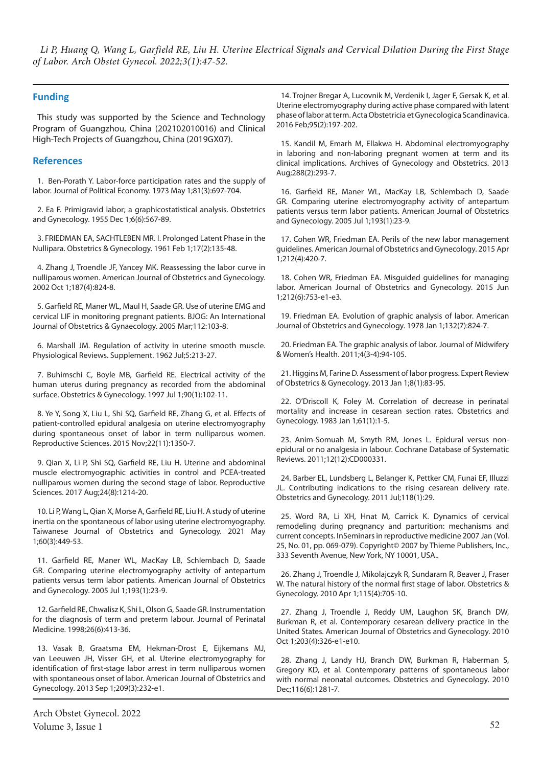## Funding

This study was supported by the Science and Technology Program of Guangzhou, China (202102010016) and Clinical High-Tech Projects of Guangzhou, China (2019GX07).

## References

1. Ben-Porath Y. Labor-force participation rates and the supply of labor. Journal of Political Economy. 1973 May 1;81(3):697-704.

2. Ea F. Primigravid labor; a graphicostatistical analysis. Obstetrics and Gynecology. 1955 Dec 1;6(6):567-89.

3. FRIEDMAN EA, SACHTLEBEN MR. I. Prolonged Latent Phase in the Nullipara. Obstetrics & Gynecology. 1961 Feb 1;17(2):135-48.

4. Zhang J, Troendle JF, Yancey MK. Reassessing the labor curve in nulliparous women. American Journal of Obstetrics and Gynecology. 2002 Oct 1;187(4):824-8.

5. Garfield RE, Maner WL, Maul H, Saade GR. Use of uterine EMG and cervical LIF in monitoring pregnant patients. BJOG: An International Journal of Obstetrics & Gynaecology. 2005 Mar;112:103-8.

6. Marshall JM. Regulation of activity in uterine smooth muscle. Physiological Reviews. Supplement. 1962 Jul;5:213-27.

7. Buhimschi C, Boyle MB, Garfield RE. Electrical activity of the human uterus during pregnancy as recorded from the abdominal surface. Obstetrics & Gynecology. 1997 Jul 1;90(1):102-11.

8. Ye Y, Song X, Liu L, Shi SQ, Garfield RE, Zhang G, et al. Effects of patient-controlled epidural analgesia on uterine electromyography during spontaneous onset of labor in term nulliparous women. Reproductive Sciences. 2015 Nov;22(11):1350-7.

9. Qian X, Li P, Shi SQ, Garfield RE, Liu H. Uterine and abdominal muscle electromyographic activities in control and PCEA-treated nulliparous women during the second stage of labor. Reproductive Sciences. 2017 Aug;24(8):1214-20.

10. Li P, Wang L, Qian X, Morse A, Garfield RE, Liu H. A study of uterine inertia on the spontaneous of labor using uterine electromyography. Taiwanese Journal of Obstetrics and Gynecology. 2021 May 1;60(3):449-53.

11. Garfield RE, Maner WL, MacKay LB, Schlembach D, Saade GR. Comparing uterine electromyography activity of antepartum patients versus term labor patients. American Journal of Obstetrics and Gynecology. 2005 Jul 1;193(1):23-9.

12. Garfield RE, Chwalisz K, Shi L, Olson G, Saade GR. Instrumentation for the diagnosis of term and preterm labour. Journal of Perinatal Medicine. 1998;26(6):413-36.

13. Vasak B, Graatsma EM, Hekman-Drost E, Eijkemans MJ, van Leeuwen JH, Visser GH, et al. Uterine electromyography for identification of first-stage labor arrest in term nulliparous women with spontaneous onset of labor. American Journal of Obstetrics and Gynecology. 2013 Sep 1;209(3):232-e1.

14. Trojner Bregar A, Lucovnik M, Verdenik I, Jager F, Gersak K, et al. Uterine electromyography during active phase compared with latent phase of labor at term. Acta Obstetricia et Gynecologica Scandinavica. 2016 Feb;95(2):197-202.

15. Kandil M, Emarh M, Ellakwa H. Abdominal electromyography in laboring and non-laboring pregnant women at term and its clinical implications. Archives of Gynecology and Obstetrics. 2013 Aug;288(2):293-7.

16. Garfield RE, Maner WL, MacKay LB, Schlembach D, Saade GR. Comparing uterine electromyography activity of antepartum patients versus term labor patients. American Journal of Obstetrics and Gynecology. 2005 Jul 1;193(1):23-9.

17. Cohen WR, Friedman EA. Perils of the new labor management guidelines. American Journal of Obstetrics and Gynecology. 2015 Apr 1;212(4):420-7.

18. Cohen WR, Friedman EA. Misguided guidelines for managing labor. American Journal of Obstetrics and Gynecology. 2015 Jun 1;212(6):753-e1-e3.

19. Friedman EA. Evolution of graphic analysis of labor. American Journal of Obstetrics and Gynecology. 1978 Jan 1;132(7):824-7.

20. Friedman EA. The graphic analysis of labor. Journal of Midwifery & Women's Health. 2011;4(3-4):94-105.

21. Higgins M, Farine D. Assessment of labor progress. Expert Review of Obstetrics & Gynecology. 2013 Jan 1;8(1):83-95.

22. O'Driscoll K, Foley M. Correlation of decrease in perinatal mortality and increase in cesarean section rates. Obstetrics and Gynecology. 1983 Jan 1;61(1):1-5.

23. Anim-Somuah M, Smyth RM, Jones L. Epidural versus non-epidural or no analgesia in labour. Cochrane Database of Systematic Reviews. 2011;12(12):CD000331.

24. Barber EL, Lundsberg L, Belanger K, Pettker CM, Funai EF, Illuzzi JL. Contributing indications to the rising cesarean delivery rate. Obstetrics and Gynecology. 2011 Jul;118(1):29.

25. Word RA, Li XH, Hnat M, Carrick K. Dynamics of cervical remodeling during pregnancy and parturition: mechanisms and current concepts. InSeminars in reproductive medicine 2007 Jan (Vol. 25, No. 01, pp. 069-079). Copyright© 2007 by Thieme Publishers, Inc., 333 Seventh Avenue, New York, NY 10001, USA..

26. Zhang J, Troendle J, Mikolajczyk R, Sundaram R, Beaver J, Fraser W. The natural history of the normal first stage of labor. Obstetrics & Gynecology. 2010 Apr 1;115(4):705-10.

27. Zhang J, Troendle J, Reddy UM, Laughon SK, Branch DW, Burkman R, et al. Contemporary cesarean delivery practice in the United States. American Journal of Obstetrics and Gynecology. 2010 Oct 1;203(4):326-e1-e10.

28. Zhang J, Landy HJ, Branch DW, Burkman R, Haberman S, Gregory KD, et al. Contemporary patterns of spontaneous labor with normal neonatal outcomes. Obstetrics and Gynecology. 2010 Dec;116(6):1281-7.